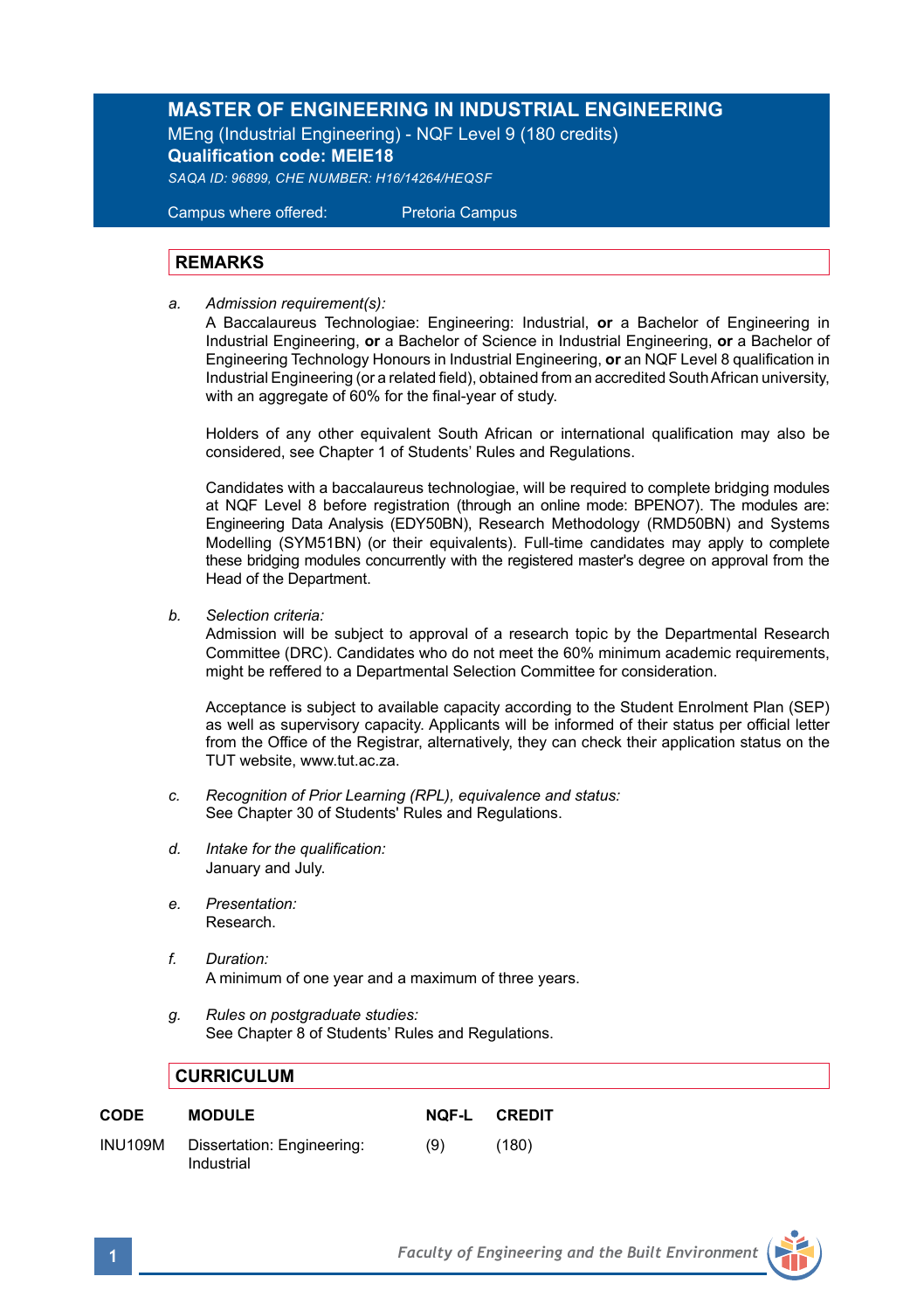# MASTER OF ENGINEERING IN INDUSTRIAL ENGINEERING

MEng (Industrial Engineering) - NQF Level 9 (180 credits)

**Qualification code: MEIE18**

*SAQA ID: 96899, CHE NUMBER: H16/14264/HEQSF*

Campus where offered: Pretoria Campus

## REMARKS

a. *Admission requirement(s):*
A Baccalaureus Technologiae: Engineering: Industrial, **or** a Bachelor of Engineering in Industrial Engineering, **or** a Bachelor of Science in Industrial Engineering, **or** a Bachelor of Engineering Technology Honours in Industrial Engineering, **or** an NQF Level 8 qualification in Industrial Engineering (or a related field), obtained from an accredited South African university, with an aggregate of 60% for the final-year of study.

Holders of any other equivalent South African or international qualification may also be considered, see Chapter 1 of Students' Rules and Regulations.

Candidates with a baccalaureus technologiae, will be required to complete bridging modules at NQF Level 8 before registration (through an online mode: BPENO7). The modules are: Engineering Data Analysis (EDY50BN), Research Methodology (RMD50BN) and Systems Modelling (SYM51BN) (or their equivalents). Full-time candidates may apply to complete these bridging modules concurrently with the registered master's degree on approval from the Head of the Department.

b. *Selection criteria:*
Admission will be subject to approval of a research topic by the Departmental Research Committee (DRC). Candidates who do not meet the 60% minimum academic requirements, might be reffered to a Departmental Selection Committee for consideration.

Acceptance is subject to available capacity according to the Student Enrolment Plan (SEP) as well as supervisory capacity. Applicants will be informed of their status per official letter from the Office of the Registrar, alternatively, they can check their application status on the TUT website, www.tut.ac.za.

c. *Recognition of Prior Learning (RPL), equivalence and status:*
See Chapter 30 of Students' Rules and Regulations.

d. *Intake for the qualification:*
January and July.

e. *Presentation:*
Research.

f. *Duration:*
A minimum of one year and a maximum of three years.

g. *Rules on postgraduate studies:*
See Chapter 8 of Students' Rules and Regulations.

## CURRICULUM

| CODE | MODULE | NQF-L | CREDIT |
|---|---|---|---|
| INU109M | Dissertation: Engineering: Industrial | (9) | (180) |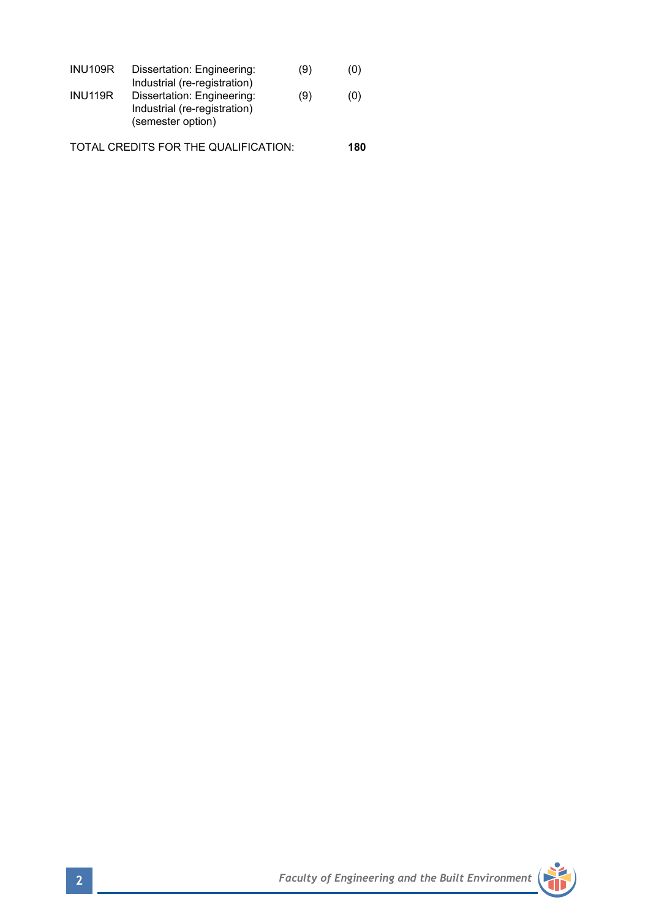| | | | |
|---|---|---|---|
| INU109R | Dissertation: Engineering: Industrial (re-registration) | (9) | (0) |
| INU119R | Dissertation: Engineering: Industrial (re-registration) (semester option) | (9) | (0) |

TOTAL CREDITS FOR THE QUALIFICATION: **180**